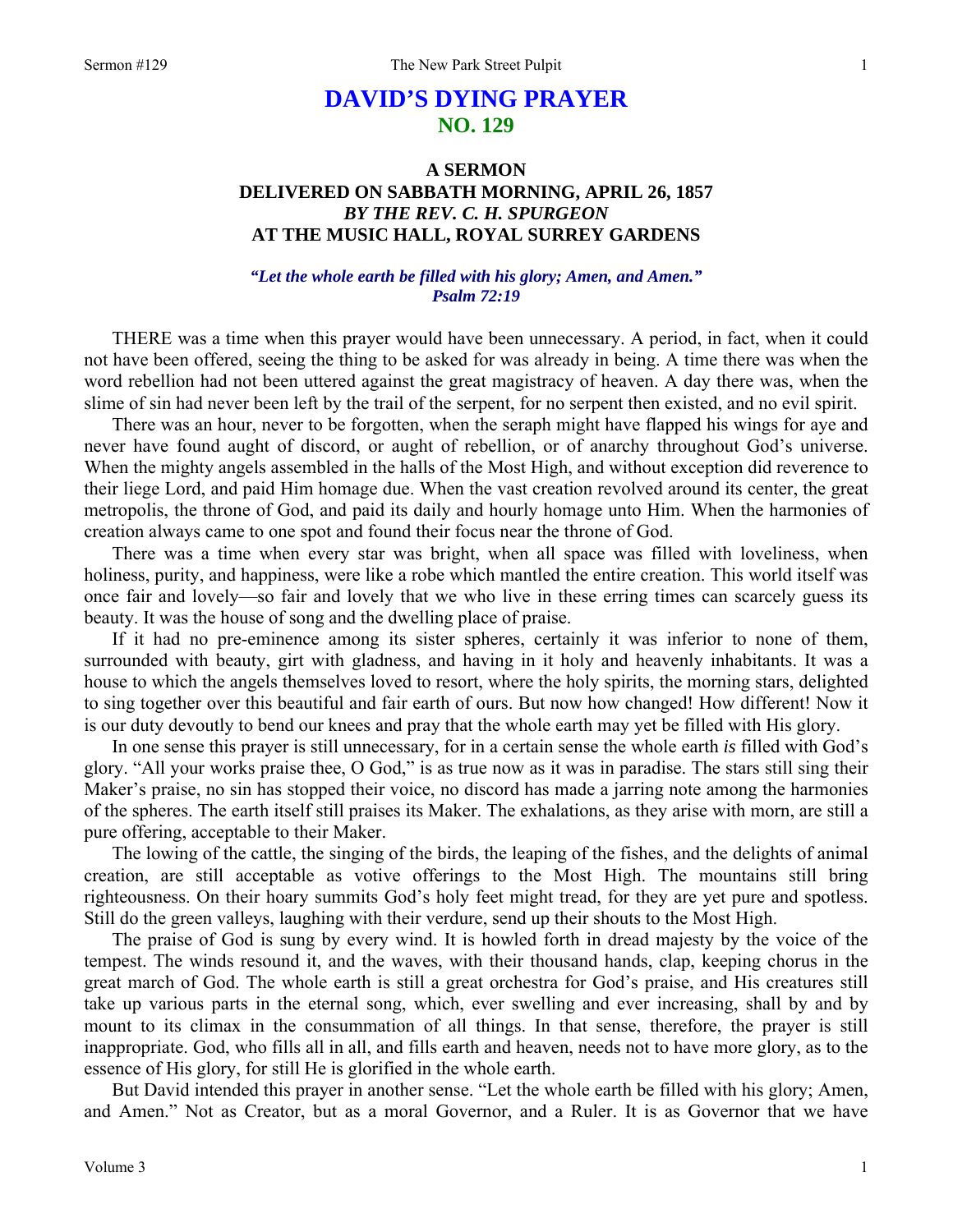# DAVID'S DYING PRAYER
## NO. 129

### A SERMON
### DELIVERED ON SABBATH MORNING, APRIL 26, 1857
### *BY THE REV. C. H. SPURGEON*
### AT THE MUSIC HALL, ROYAL SURREY GARDENS

***"Let the whole earth be filled with his glory; Amen, and Amen."***
***Psalm 72:19***

THERE was a time when this prayer would have been unnecessary. A period, in fact, when it could not have been offered, seeing the thing to be asked for was already in being. A time there was when the word rebellion had not been uttered against the great magistracy of heaven. A day there was, when the slime of sin had never been left by the trail of the serpent, for no serpent then existed, and no evil spirit.

There was an hour, never to be forgotten, when the seraph might have flapped his wings for aye and never have found aught of discord, or aught of rebellion, or of anarchy throughout God's universe. When the mighty angels assembled in the halls of the Most High, and without exception did reverence to their liege Lord, and paid Him homage due. When the vast creation revolved around its center, the great metropolis, the throne of God, and paid its daily and hourly homage unto Him. When the harmonies of creation always came to one spot and found their focus near the throne of God.

There was a time when every star was bright, when all space was filled with loveliness, when holiness, purity, and happiness, were like a robe which mantled the entire creation. This world itself was once fair and lovely—so fair and lovely that we who live in these erring times can scarcely guess its beauty. It was the house of song and the dwelling place of praise.

If it had no pre-eminence among its sister spheres, certainly it was inferior to none of them, surrounded with beauty, girt with gladness, and having in it holy and heavenly inhabitants. It was a house to which the angels themselves loved to resort, where the holy spirits, the morning stars, delighted to sing together over this beautiful and fair earth of ours. But now how changed! How different! Now it is our duty devoutly to bend our knees and pray that the whole earth may yet be filled with His glory.

In one sense this prayer is still unnecessary, for in a certain sense the whole earth *is* filled with God's glory. "All your works praise thee, O God," is as true now as it was in paradise. The stars still sing their Maker's praise, no sin has stopped their voice, no discord has made a jarring note among the harmonies of the spheres. The earth itself still praises its Maker. The exhalations, as they arise with morn, are still a pure offering, acceptable to their Maker.

The lowing of the cattle, the singing of the birds, the leaping of the fishes, and the delights of animal creation, are still acceptable as votive offerings to the Most High. The mountains still bring righteousness. On their hoary summits God's holy feet might tread, for they are yet pure and spotless. Still do the green valleys, laughing with their verdure, send up their shouts to the Most High.

The praise of God is sung by every wind. It is howled forth in dread majesty by the voice of the tempest. The winds resound it, and the waves, with their thousand hands, clap, keeping chorus in the great march of God. The whole earth is still a great orchestra for God's praise, and His creatures still take up various parts in the eternal song, which, ever swelling and ever increasing, shall by and by mount to its climax in the consummation of all things. In that sense, therefore, the prayer is still inappropriate. God, who fills all in all, and fills earth and heaven, needs not to have more glory, as to the essence of His glory, for still He is glorified in the whole earth.

But David intended this prayer in another sense. "Let the whole earth be filled with his glory; Amen, and Amen." Not as Creator, but as a moral Governor, and a Ruler. It is as Governor that we have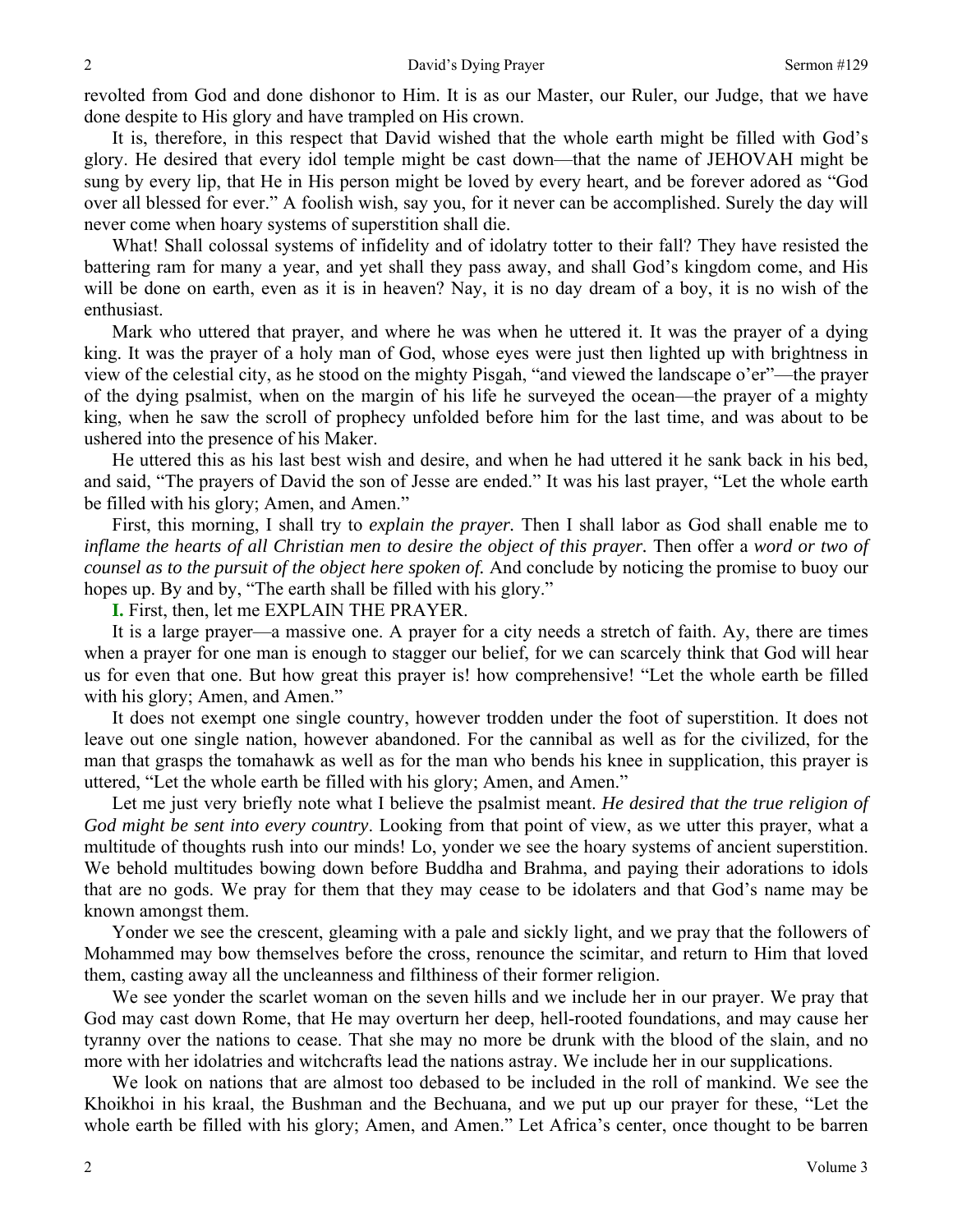revolted from God and done dishonor to Him. It is as our Master, our Ruler, our Judge, that we have done despite to His glory and have trampled on His crown.

It is, therefore, in this respect that David wished that the whole earth might be filled with God's glory. He desired that every idol temple might be cast down—that the name of JEHOVAH might be sung by every lip, that He in His person might be loved by every heart, and be forever adored as "God over all blessed for ever." A foolish wish, say you, for it never can be accomplished. Surely the day will never come when hoary systems of superstition shall die.

What! Shall colossal systems of infidelity and of idolatry totter to their fall? They have resisted the battering ram for many a year, and yet shall they pass away, and shall God's kingdom come, and His will be done on earth, even as it is in heaven? Nay, it is no day dream of a boy, it is no wish of the enthusiast.

Mark who uttered that prayer, and where he was when he uttered it. It was the prayer of a dying king. It was the prayer of a holy man of God, whose eyes were just then lighted up with brightness in view of the celestial city, as he stood on the mighty Pisgah, "and viewed the landscape o'er"—the prayer of the dying psalmist, when on the margin of his life he surveyed the ocean—the prayer of a mighty king, when he saw the scroll of prophecy unfolded before him for the last time, and was about to be ushered into the presence of his Maker.

He uttered this as his last best wish and desire, and when he had uttered it he sank back in his bed, and said, "The prayers of David the son of Jesse are ended." It was his last prayer, "Let the whole earth be filled with his glory; Amen, and Amen."

First, this morning, I shall try to *explain the prayer.* Then I shall labor as God shall enable me to *inflame the hearts of all Christian men to desire the object of this prayer*. Then offer a *word or two of counsel as to the pursuit of the object here spoken of.* And conclude by noticing the promise to buoy our hopes up. By and by, "The earth shall be filled with his glory."

**I.** First, then, let me EXPLAIN THE PRAYER.

It is a large prayer—a massive one. A prayer for a city needs a stretch of faith. Ay, there are times when a prayer for one man is enough to stagger our belief, for we can scarcely think that God will hear us for even that one. But how great this prayer is! how comprehensive! "Let the whole earth be filled with his glory; Amen, and Amen."

It does not exempt one single country, however trodden under the foot of superstition. It does not leave out one single nation, however abandoned. For the cannibal as well as for the civilized, for the man that grasps the tomahawk as well as for the man who bends his knee in supplication, this prayer is uttered, "Let the whole earth be filled with his glory; Amen, and Amen."

Let me just very briefly note what I believe the psalmist meant. *He desired that the true religion of God might be sent into every country*. Looking from that point of view, as we utter this prayer, what a multitude of thoughts rush into our minds! Lo, yonder we see the hoary systems of ancient superstition. We behold multitudes bowing down before Buddha and Brahma, and paying their adorations to idols that are no gods. We pray for them that they may cease to be idolaters and that God's name may be known amongst them.

Yonder we see the crescent, gleaming with a pale and sickly light, and we pray that the followers of Mohammed may bow themselves before the cross, renounce the scimitar, and return to Him that loved them, casting away all the uncleanness and filthiness of their former religion.

We see yonder the scarlet woman on the seven hills and we include her in our prayer. We pray that God may cast down Rome, that He may overturn her deep, hell-rooted foundations, and may cause her tyranny over the nations to cease. That she may no more be drunk with the blood of the slain, and no more with her idolatries and witchcrafts lead the nations astray. We include her in our supplications.

We look on nations that are almost too debased to be included in the roll of mankind. We see the Khoikhoi in his kraal, the Bushman and the Bechuana, and we put up our prayer for these, "Let the whole earth be filled with his glory; Amen, and Amen." Let Africa's center, once thought to be barren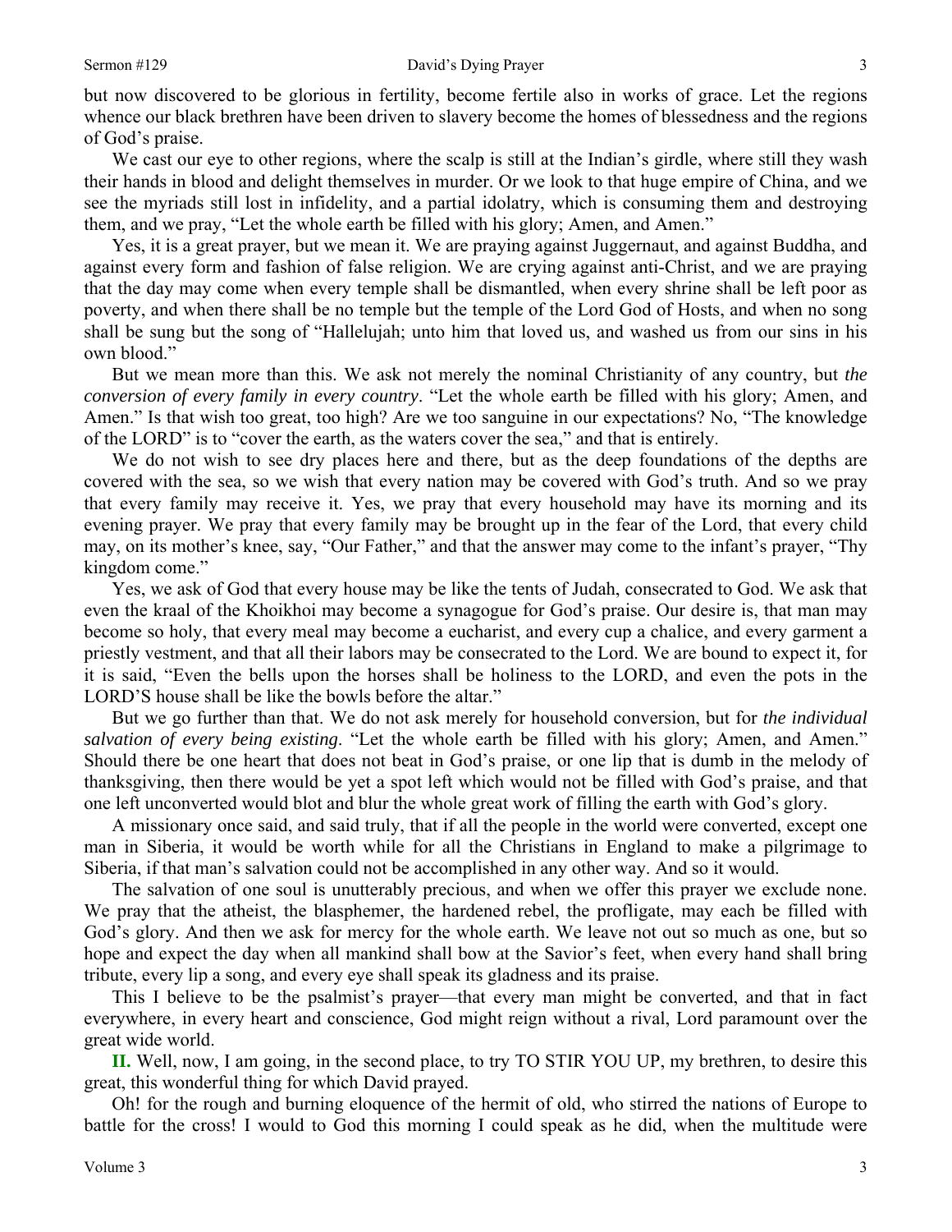but now discovered to be glorious in fertility, become fertile also in works of grace. Let the regions whence our black brethren have been driven to slavery become the homes of blessedness and the regions of God's praise.

We cast our eye to other regions, where the scalp is still at the Indian's girdle, where still they wash their hands in blood and delight themselves in murder. Or we look to that huge empire of China, and we see the myriads still lost in infidelity, and a partial idolatry, which is consuming them and destroying them, and we pray, "Let the whole earth be filled with his glory; Amen, and Amen."

Yes, it is a great prayer, but we mean it. We are praying against Juggernaut, and against Buddha, and against every form and fashion of false religion. We are crying against anti-Christ, and we are praying that the day may come when every temple shall be dismantled, when every shrine shall be left poor as poverty, and when there shall be no temple but the temple of the Lord God of Hosts, and when no song shall be sung but the song of "Hallelujah; unto him that loved us, and washed us from our sins in his own blood."

But we mean more than this. We ask not merely the nominal Christianity of any country, but *the conversion of every family in every country*. "Let the whole earth be filled with his glory; Amen, and Amen." Is that wish too great, too high? Are we too sanguine in our expectations? No, "The knowledge of the LORD" is to "cover the earth, as the waters cover the sea," and that is entirely.

We do not wish to see dry places here and there, but as the deep foundations of the depths are covered with the sea, so we wish that every nation may be covered with God's truth. And so we pray that every family may receive it. Yes, we pray that every household may have its morning and its evening prayer. We pray that every family may be brought up in the fear of the Lord, that every child may, on its mother's knee, say, "Our Father," and that the answer may come to the infant's prayer, "Thy kingdom come."

Yes, we ask of God that every house may be like the tents of Judah, consecrated to God. We ask that even the kraal of the Khoikhoi may become a synagogue for God's praise. Our desire is, that man may become so holy, that every meal may become a eucharist, and every cup a chalice, and every garment a priestly vestment, and that all their labors may be consecrated to the Lord. We are bound to expect it, for it is said, "Even the bells upon the horses shall be holiness to the LORD, and even the pots in the LORD'S house shall be like the bowls before the altar."

But we go further than that. We do not ask merely for household conversion, but for *the individual salvation of every being existing*. "Let the whole earth be filled with his glory; Amen, and Amen." Should there be one heart that does not beat in God's praise, or one lip that is dumb in the melody of thanksgiving, then there would be yet a spot left which would not be filled with God's praise, and that one left unconverted would blot and blur the whole great work of filling the earth with God's glory.

A missionary once said, and said truly, that if all the people in the world were converted, except one man in Siberia, it would be worth while for all the Christians in England to make a pilgrimage to Siberia, if that man's salvation could not be accomplished in any other way. And so it would.

The salvation of one soul is unutterably precious, and when we offer this prayer we exclude none. We pray that the atheist, the blasphemer, the hardened rebel, the profligate, may each be filled with God's glory. And then we ask for mercy for the whole earth. We leave not out so much as one, but so hope and expect the day when all mankind shall bow at the Savior's feet, when every hand shall bring tribute, every lip a song, and every eye shall speak its gladness and its praise.

This I believe to be the psalmist's prayer—that every man might be converted, and that in fact everywhere, in every heart and conscience, God might reign without a rival, Lord paramount over the great wide world.

**II.** Well, now, I am going, in the second place, to try TO STIR YOU UP, my brethren, to desire this great, this wonderful thing for which David prayed.

Oh! for the rough and burning eloquence of the hermit of old, who stirred the nations of Europe to battle for the cross! I would to God this morning I could speak as he did, when the multitude were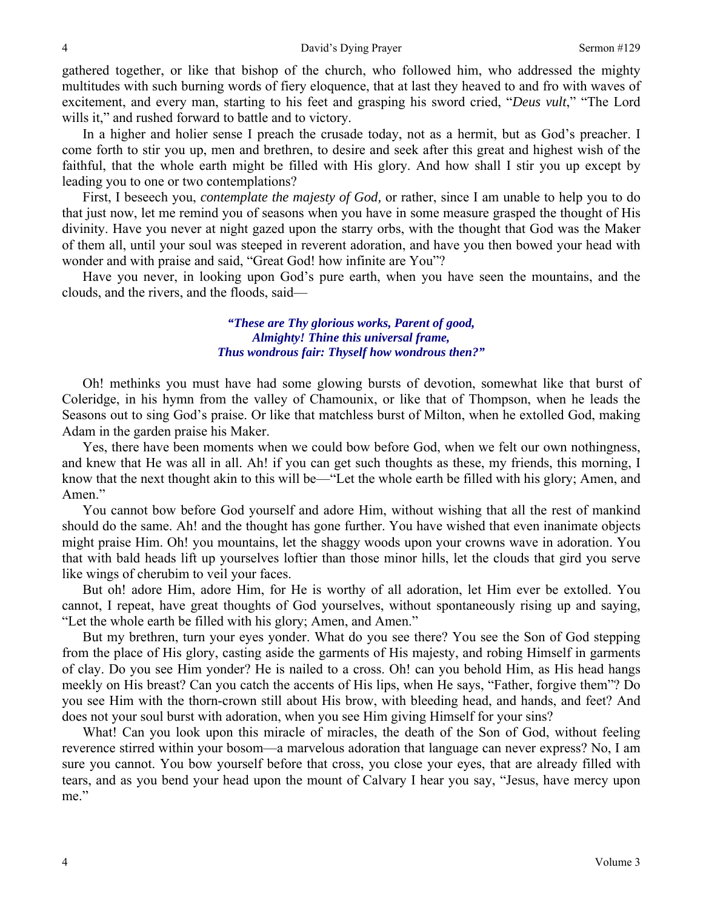gathered together, or like that bishop of the church, who followed him, who addressed the mighty multitudes with such burning words of fiery eloquence, that at last they heaved to and fro with waves of excitement, and every man, starting to his feet and grasping his sword cried, "*Deus vult*," "The Lord wills it," and rushed forward to battle and to victory.

In a higher and holier sense I preach the crusade today, not as a hermit, but as God's preacher. I come forth to stir you up, men and brethren, to desire and seek after this great and highest wish of the faithful, that the whole earth might be filled with His glory. And how shall I stir you up except by leading you to one or two contemplations?

First, I beseech you, *contemplate the majesty of God,* or rather, since I am unable to help you to do that just now, let me remind you of seasons when you have in some measure grasped the thought of His divinity. Have you never at night gazed upon the starry orbs, with the thought that God was the Maker of them all, until your soul was steeped in reverent adoration, and have you then bowed your head with wonder and with praise and said, "Great God! how infinite are You"?

Have you never, in looking upon God's pure earth, when you have seen the mountains, and the clouds, and the rivers, and the floods, said—

> ***"These are Thy glorious works, Parent of good,***
> ***Almighty! Thine this universal frame,***
> ***Thus wondrous fair: Thyself how wondrous then?"***

Oh! methinks you must have had some glowing bursts of devotion, somewhat like that burst of Coleridge, in his hymn from the valley of Chamounix, or like that of Thompson, when he leads the Seasons out to sing God's praise. Or like that matchless burst of Milton, when he extolled God, making Adam in the garden praise his Maker.

Yes, there have been moments when we could bow before God, when we felt our own nothingness, and knew that He was all in all. Ah! if you can get such thoughts as these, my friends, this morning, I know that the next thought akin to this will be—"Let the whole earth be filled with his glory; Amen, and Amen."

You cannot bow before God yourself and adore Him, without wishing that all the rest of mankind should do the same. Ah! and the thought has gone further. You have wished that even inanimate objects might praise Him. Oh! you mountains, let the shaggy woods upon your crowns wave in adoration. You that with bald heads lift up yourselves loftier than those minor hills, let the clouds that gird you serve like wings of cherubim to veil your faces.

But oh! adore Him, adore Him, for He is worthy of all adoration, let Him ever be extolled. You cannot, I repeat, have great thoughts of God yourselves, without spontaneously rising up and saying, "Let the whole earth be filled with his glory; Amen, and Amen."

But my brethren, turn your eyes yonder. What do you see there? You see the Son of God stepping from the place of His glory, casting aside the garments of His majesty, and robing Himself in garments of clay. Do you see Him yonder? He is nailed to a cross. Oh! can you behold Him, as His head hangs meekly on His breast? Can you catch the accents of His lips, when He says, "Father, forgive them"? Do you see Him with the thorn-crown still about His brow, with bleeding head, and hands, and feet? And does not your soul burst with adoration, when you see Him giving Himself for your sins?

What! Can you look upon this miracle of miracles, the death of the Son of God, without feeling reverence stirred within your bosom—a marvelous adoration that language can never express? No, I am sure you cannot. You bow yourself before that cross, you close your eyes, that are already filled with tears, and as you bend your head upon the mount of Calvary I hear you say, "Jesus, have mercy upon me."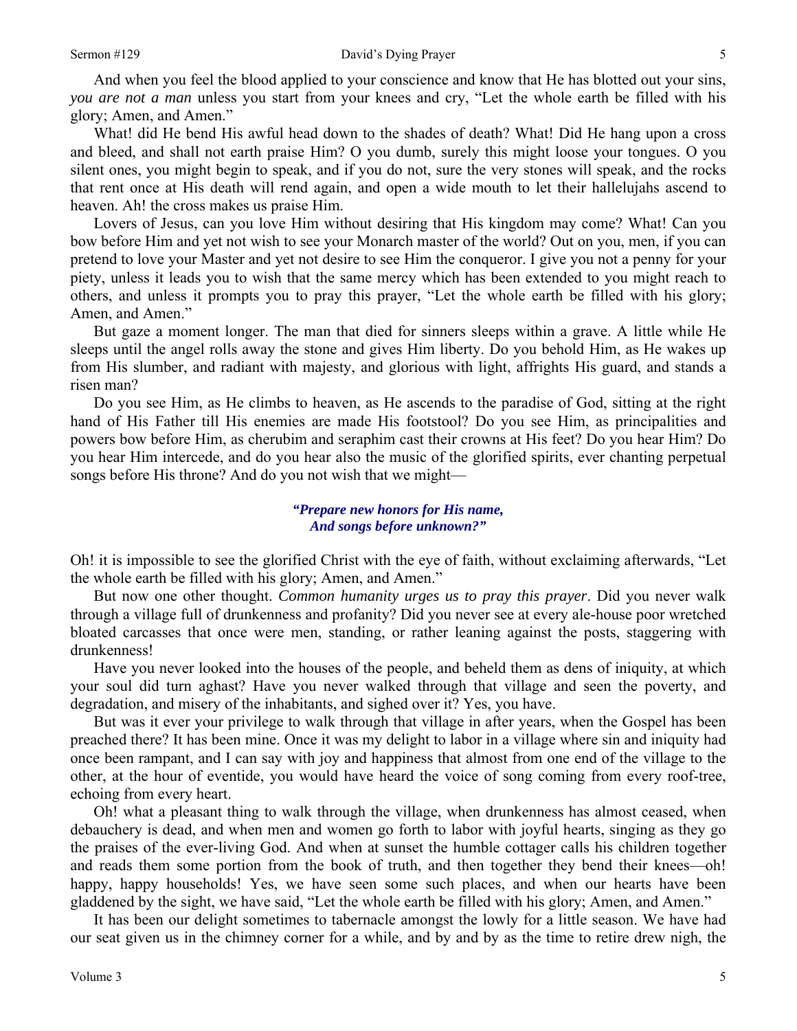And when you feel the blood applied to your conscience and know that He has blotted out your sins, *you are not a man* unless you start from your knees and cry, "Let the whole earth be filled with his glory; Amen, and Amen."

What! did He bend His awful head down to the shades of death? What! Did He hang upon a cross and bleed, and shall not earth praise Him? O you dumb, surely this might loose your tongues. O you silent ones, you might begin to speak, and if you do not, sure the very stones will speak, and the rocks that rent once at His death will rend again, and open a wide mouth to let their hallelujahs ascend to heaven. Ah! the cross makes us praise Him.

Lovers of Jesus, can you love Him without desiring that His kingdom may come? What! Can you bow before Him and yet not wish to see your Monarch master of the world? Out on you, men, if you can pretend to love your Master and yet not desire to see Him the conqueror. I give you not a penny for your piety, unless it leads you to wish that the same mercy which has been extended to you might reach to others, and unless it prompts you to pray this prayer, "Let the whole earth be filled with his glory; Amen, and Amen."

But gaze a moment longer. The man that died for sinners sleeps within a grave. A little while He sleeps until the angel rolls away the stone and gives Him liberty. Do you behold Him, as He wakes up from His slumber, and radiant with majesty, and glorious with light, affrights His guard, and stands a risen man?

Do you see Him, as He climbs to heaven, as He ascends to the paradise of God, sitting at the right hand of His Father till His enemies are made His footstool? Do you see Him, as principalities and powers bow before Him, as cherubim and seraphim cast their crowns at His feet? Do you hear Him? Do you hear Him intercede, and do you hear also the music of the glorified spirits, ever chanting perpetual songs before His throne? And do you not wish that we might—

> ***"Prepare new honors for His name,***
> ***And songs before unknown?"***

Oh! it is impossible to see the glorified Christ with the eye of faith, without exclaiming afterwards, "Let the whole earth be filled with his glory; Amen, and Amen."

But now one other thought. *Common humanity urges us to pray this prayer*. Did you never walk through a village full of drunkenness and profanity? Did you never see at every ale-house poor wretched bloated carcasses that once were men, standing, or rather leaning against the posts, staggering with drunkenness!

Have you never looked into the houses of the people, and beheld them as dens of iniquity, at which your soul did turn aghast? Have you never walked through that village and seen the poverty, and degradation, and misery of the inhabitants, and sighed over it? Yes, you have.

But was it ever your privilege to walk through that village in after years, when the Gospel has been preached there? It has been mine. Once it was my delight to labor in a village where sin and iniquity had once been rampant, and I can say with joy and happiness that almost from one end of the village to the other, at the hour of eventide, you would have heard the voice of song coming from every roof-tree, echoing from every heart.

Oh! what a pleasant thing to walk through the village, when drunkenness has almost ceased, when debauchery is dead, and when men and women go forth to labor with joyful hearts, singing as they go the praises of the ever-living God. And when at sunset the humble cottager calls his children together and reads them some portion from the book of truth, and then together they bend their knees—oh! happy, happy households! Yes, we have seen some such places, and when our hearts have been gladdened by the sight, we have said, "Let the whole earth be filled with his glory; Amen, and Amen."

It has been our delight sometimes to tabernacle amongst the lowly for a little season. We have had our seat given us in the chimney corner for a while, and by and by as the time to retire drew nigh, the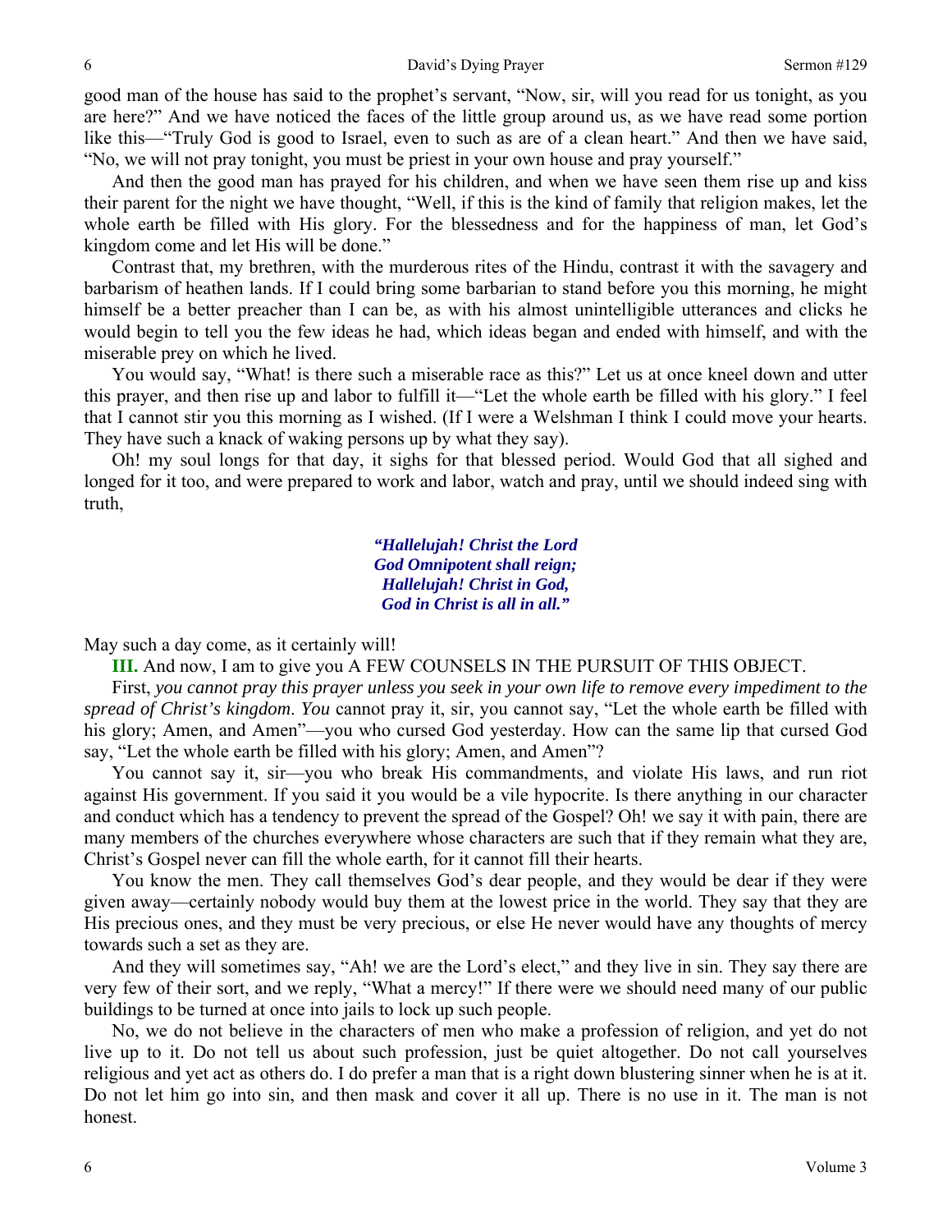good man of the house has said to the prophet's servant, "Now, sir, will you read for us tonight, as you are here?" And we have noticed the faces of the little group around us, as we have read some portion like this—"Truly God is good to Israel, even to such as are of a clean heart." And then we have said, "No, we will not pray tonight, you must be priest in your own house and pray yourself."

And then the good man has prayed for his children, and when we have seen them rise up and kiss their parent for the night we have thought, "Well, if this is the kind of family that religion makes, let the whole earth be filled with His glory. For the blessedness and for the happiness of man, let God's kingdom come and let His will be done."

Contrast that, my brethren, with the murderous rites of the Hindu, contrast it with the savagery and barbarism of heathen lands. If I could bring some barbarian to stand before you this morning, he might himself be a better preacher than I can be, as with his almost unintelligible utterances and clicks he would begin to tell you the few ideas he had, which ideas began and ended with himself, and with the miserable prey on which he lived.

You would say, "What! is there such a miserable race as this?" Let us at once kneel down and utter this prayer, and then rise up and labor to fulfill it—"Let the whole earth be filled with his glory." I feel that I cannot stir you this morning as I wished. (If I were a Welshman I think I could move your hearts. They have such a knack of waking persons up by what they say).

Oh! my soul longs for that day, it sighs for that blessed period. Would God that all sighed and longed for it too, and were prepared to work and labor, watch and pray, until we should indeed sing with truth,

> ***"Hallelujah! Christ the Lord***
> ***God Omnipotent shall reign;***
> ***Hallelujah! Christ in God,***
> ***God in Christ is all in all."***

May such a day come, as it certainly will!

**III.** And now, I am to give you A FEW COUNSELS IN THE PURSUIT OF THIS OBJECT.

First, *you cannot pray this prayer unless you seek in your own life to remove every impediment to the spread of Christ's kingdom*. *You* cannot pray it, sir, you cannot say, "Let the whole earth be filled with his glory; Amen, and Amen"—you who cursed God yesterday. How can the same lip that cursed God say, "Let the whole earth be filled with his glory; Amen, and Amen"?

You cannot say it, sir—you who break His commandments, and violate His laws, and run riot against His government. If you said it you would be a vile hypocrite. Is there anything in our character and conduct which has a tendency to prevent the spread of the Gospel? Oh! we say it with pain, there are many members of the churches everywhere whose characters are such that if they remain what they are, Christ's Gospel never can fill the whole earth, for it cannot fill their hearts.

You know the men. They call themselves God's dear people, and they would be dear if they were given away—certainly nobody would buy them at the lowest price in the world. They say that they are His precious ones, and they must be very precious, or else He never would have any thoughts of mercy towards such a set as they are.

And they will sometimes say, "Ah! we are the Lord's elect," and they live in sin. They say there are very few of their sort, and we reply, "What a mercy!" If there were we should need many of our public buildings to be turned at once into jails to lock up such people.

No, we do not believe in the characters of men who make a profession of religion, and yet do not live up to it. Do not tell us about such profession, just be quiet altogether. Do not call yourselves religious and yet act as others do. I do prefer a man that is a right down blustering sinner when he is at it. Do not let him go into sin, and then mask and cover it all up. There is no use in it. The man is not honest.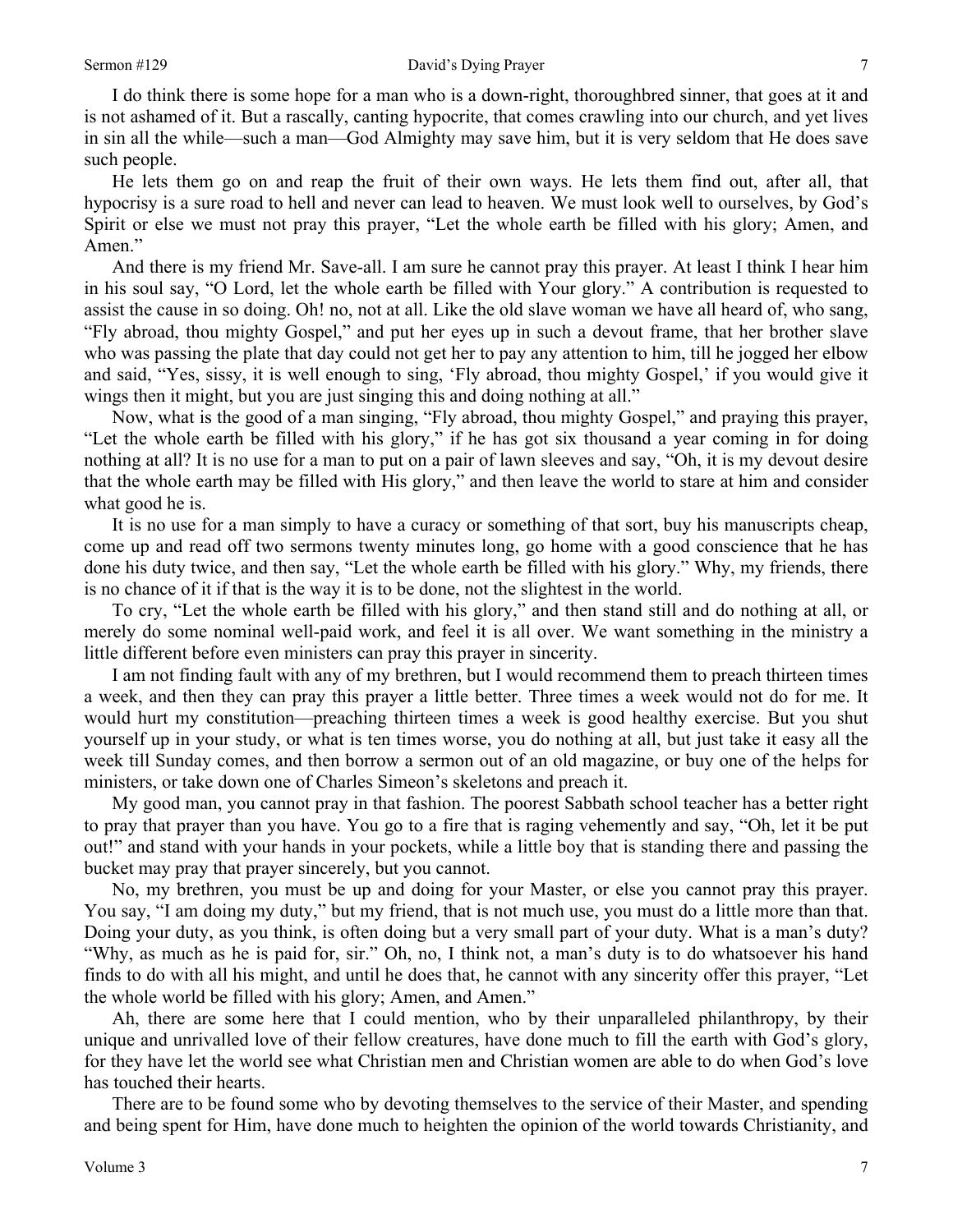I do think there is some hope for a man who is a down-right, thoroughbred sinner, that goes at it and is not ashamed of it. But a rascally, canting hypocrite, that comes crawling into our church, and yet lives in sin all the while—such a man—God Almighty may save him, but it is very seldom that He does save such people.

He lets them go on and reap the fruit of their own ways. He lets them find out, after all, that hypocrisy is a sure road to hell and never can lead to heaven. We must look well to ourselves, by God's Spirit or else we must not pray this prayer, "Let the whole earth be filled with his glory; Amen, and Amen."

And there is my friend Mr. Save-all. I am sure he cannot pray this prayer. At least I think I hear him in his soul say, "O Lord, let the whole earth be filled with Your glory." A contribution is requested to assist the cause in so doing. Oh! no, not at all. Like the old slave woman we have all heard of, who sang, "Fly abroad, thou mighty Gospel," and put her eyes up in such a devout frame, that her brother slave who was passing the plate that day could not get her to pay any attention to him, till he jogged her elbow and said, "Yes, sissy, it is well enough to sing, 'Fly abroad, thou mighty Gospel,' if you would give it wings then it might, but you are just singing this and doing nothing at all."

Now, what is the good of a man singing, "Fly abroad, thou mighty Gospel," and praying this prayer, "Let the whole earth be filled with his glory," if he has got six thousand a year coming in for doing nothing at all? It is no use for a man to put on a pair of lawn sleeves and say, "Oh, it is my devout desire that the whole earth may be filled with His glory," and then leave the world to stare at him and consider what good he is.

It is no use for a man simply to have a curacy or something of that sort, buy his manuscripts cheap, come up and read off two sermons twenty minutes long, go home with a good conscience that he has done his duty twice, and then say, "Let the whole earth be filled with his glory." Why, my friends, there is no chance of it if that is the way it is to be done, not the slightest in the world.

To cry, "Let the whole earth be filled with his glory," and then stand still and do nothing at all, or merely do some nominal well-paid work, and feel it is all over. We want something in the ministry a little different before even ministers can pray this prayer in sincerity.

I am not finding fault with any of my brethren, but I would recommend them to preach thirteen times a week, and then they can pray this prayer a little better. Three times a week would not do for me. It would hurt my constitution—preaching thirteen times a week is good healthy exercise. But you shut yourself up in your study, or what is ten times worse, you do nothing at all, but just take it easy all the week till Sunday comes, and then borrow a sermon out of an old magazine, or buy one of the helps for ministers, or take down one of Charles Simeon's skeletons and preach it.

My good man, you cannot pray in that fashion. The poorest Sabbath school teacher has a better right to pray that prayer than you have. You go to a fire that is raging vehemently and say, "Oh, let it be put out!" and stand with your hands in your pockets, while a little boy that is standing there and passing the bucket may pray that prayer sincerely, but you cannot.

No, my brethren, you must be up and doing for your Master, or else you cannot pray this prayer. You say, "I am doing my duty," but my friend, that is not much use, you must do a little more than that. Doing your duty, as you think, is often doing but a very small part of your duty. What is a man's duty? "Why, as much as he is paid for, sir." Oh, no, I think not, a man's duty is to do whatsoever his hand finds to do with all his might, and until he does that, he cannot with any sincerity offer this prayer, "Let the whole world be filled with his glory; Amen, and Amen."

Ah, there are some here that I could mention, who by their unparalleled philanthropy, by their unique and unrivalled love of their fellow creatures, have done much to fill the earth with God's glory, for they have let the world see what Christian men and Christian women are able to do when God's love has touched their hearts.

There are to be found some who by devoting themselves to the service of their Master, and spending and being spent for Him, have done much to heighten the opinion of the world towards Christianity, and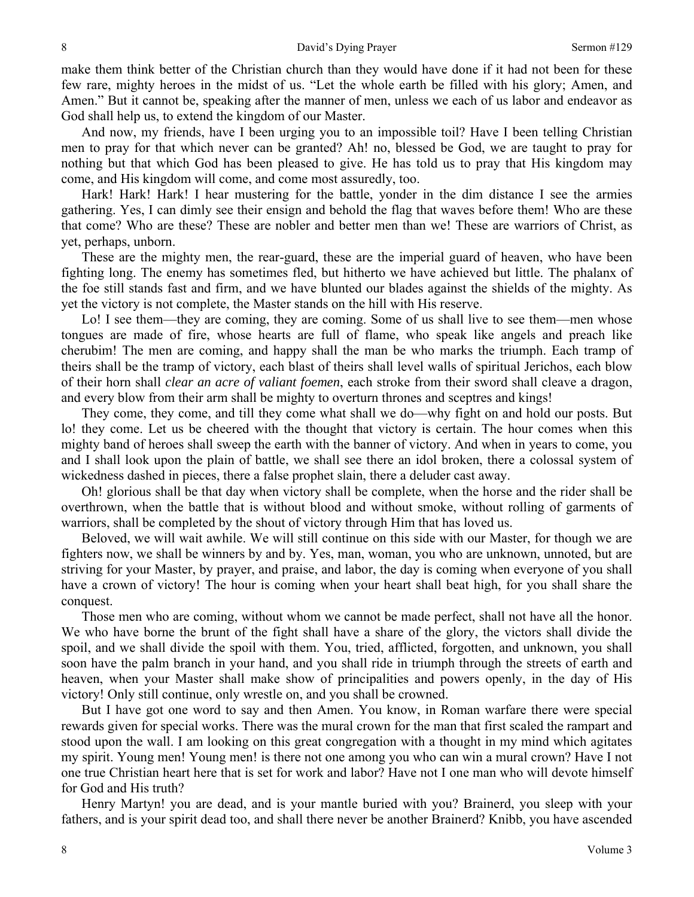make them think better of the Christian church than they would have done if it had not been for these few rare, mighty heroes in the midst of us. "Let the whole earth be filled with his glory; Amen, and Amen." But it cannot be, speaking after the manner of men, unless we each of us labor and endeavor as God shall help us, to extend the kingdom of our Master.

And now, my friends, have I been urging you to an impossible toil? Have I been telling Christian men to pray for that which never can be granted? Ah! no, blessed be God, we are taught to pray for nothing but that which God has been pleased to give. He has told us to pray that His kingdom may come, and His kingdom will come, and come most assuredly, too.

Hark! Hark! Hark! I hear mustering for the battle, yonder in the dim distance I see the armies gathering. Yes, I can dimly see their ensign and behold the flag that waves before them! Who are these that come? Who are these? These are nobler and better men than we! These are warriors of Christ, as yet, perhaps, unborn.

These are the mighty men, the rear-guard, these are the imperial guard of heaven, who have been fighting long. The enemy has sometimes fled, but hitherto we have achieved but little. The phalanx of the foe still stands fast and firm, and we have blunted our blades against the shields of the mighty. As yet the victory is not complete, the Master stands on the hill with His reserve.

Lo! I see them—they are coming, they are coming. Some of us shall live to see them—men whose tongues are made of fire, whose hearts are full of flame, who speak like angels and preach like cherubim! The men are coming, and happy shall the man be who marks the triumph. Each tramp of theirs shall be the tramp of victory, each blast of theirs shall level walls of spiritual Jerichos, each blow of their horn shall *clear an acre of valiant foemen*, each stroke from their sword shall cleave a dragon, and every blow from their arm shall be mighty to overturn thrones and sceptres and kings!

They come, they come, and till they come what shall we do—why fight on and hold our posts. But lo! they come. Let us be cheered with the thought that victory is certain. The hour comes when this mighty band of heroes shall sweep the earth with the banner of victory. And when in years to come, you and I shall look upon the plain of battle, we shall see there an idol broken, there a colossal system of wickedness dashed in pieces, there a false prophet slain, there a deluder cast away.

Oh! glorious shall be that day when victory shall be complete, when the horse and the rider shall be overthrown, when the battle that is without blood and without smoke, without rolling of garments of warriors, shall be completed by the shout of victory through Him that has loved us.

Beloved, we will wait awhile. We will still continue on this side with our Master, for though we are fighters now, we shall be winners by and by. Yes, man, woman, you who are unknown, unnoted, but are striving for your Master, by prayer, and praise, and labor, the day is coming when everyone of you shall have a crown of victory! The hour is coming when your heart shall beat high, for you shall share the conquest.

Those men who are coming, without whom we cannot be made perfect, shall not have all the honor. We who have borne the brunt of the fight shall have a share of the glory, the victors shall divide the spoil, and we shall divide the spoil with them. You, tried, afflicted, forgotten, and unknown, you shall soon have the palm branch in your hand, and you shall ride in triumph through the streets of earth and heaven, when your Master shall make show of principalities and powers openly, in the day of His victory! Only still continue, only wrestle on, and you shall be crowned.

But I have got one word to say and then Amen. You know, in Roman warfare there were special rewards given for special works. There was the mural crown for the man that first scaled the rampart and stood upon the wall. I am looking on this great congregation with a thought in my mind which agitates my spirit. Young men! Young men! is there not one among you who can win a mural crown? Have I not one true Christian heart here that is set for work and labor? Have not I one man who will devote himself for God and His truth?

Henry Martyn! you are dead, and is your mantle buried with you? Brainerd, you sleep with your fathers, and is your spirit dead too, and shall there never be another Brainerd? Knibb, you have ascended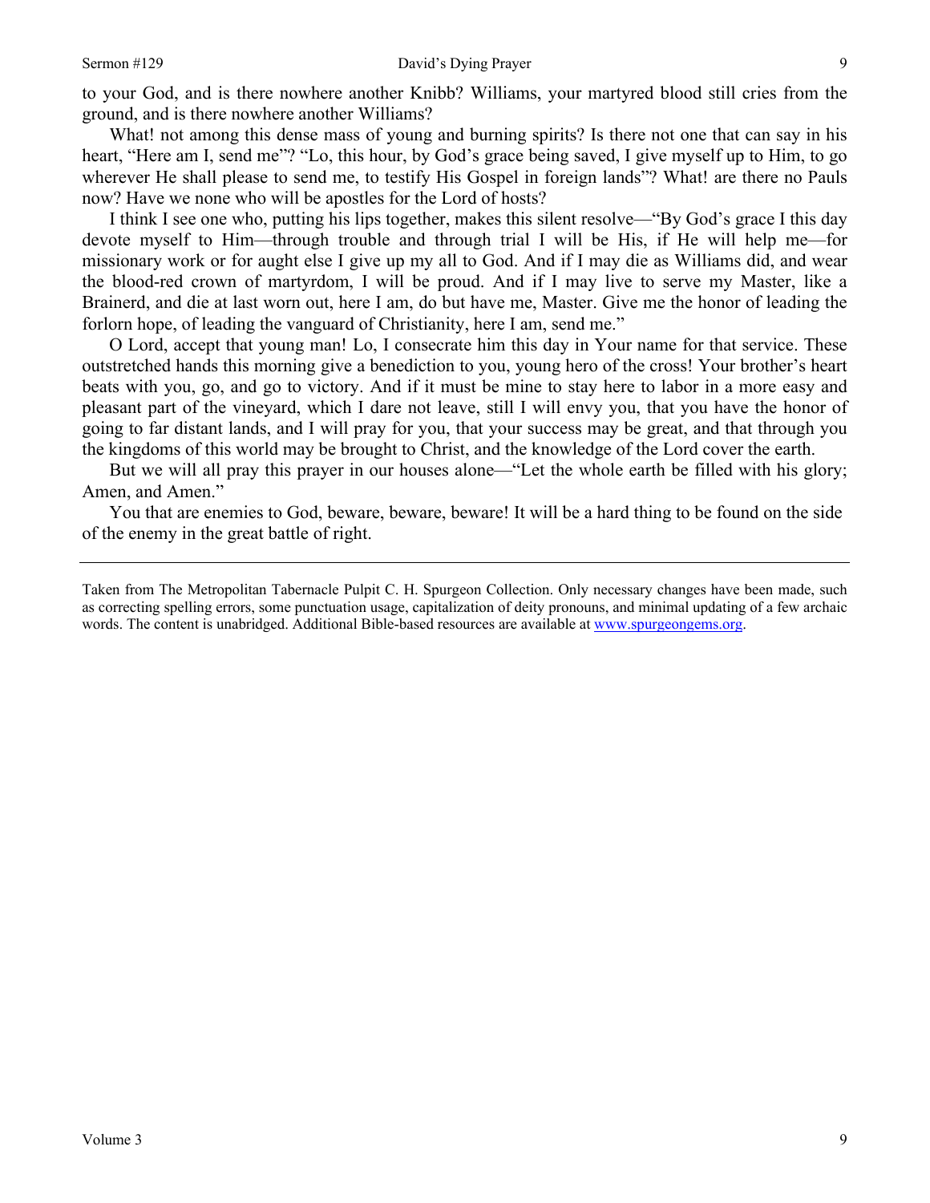to your God, and is there nowhere another Knibb? Williams, your martyred blood still cries from the ground, and is there nowhere another Williams?

What! not among this dense mass of young and burning spirits? Is there not one that can say in his heart, "Here am I, send me"? "Lo, this hour, by God's grace being saved, I give myself up to Him, to go wherever He shall please to send me, to testify His Gospel in foreign lands"? What! are there no Pauls now? Have we none who will be apostles for the Lord of hosts?

I think I see one who, putting his lips together, makes this silent resolve—"By God's grace I this day devote myself to Him—through trouble and through trial I will be His, if He will help me—for missionary work or for aught else I give up my all to God. And if I may die as Williams did, and wear the blood-red crown of martyrdom, I will be proud. And if I may live to serve my Master, like a Brainerd, and die at last worn out, here I am, do but have me, Master. Give me the honor of leading the forlorn hope, of leading the vanguard of Christianity, here I am, send me."

O Lord, accept that young man! Lo, I consecrate him this day in Your name for that service. These outstretched hands this morning give a benediction to you, young hero of the cross! Your brother's heart beats with you, go, and go to victory. And if it must be mine to stay here to labor in a more easy and pleasant part of the vineyard, which I dare not leave, still I will envy you, that you have the honor of going to far distant lands, and I will pray for you, that your success may be great, and that through you the kingdoms of this world may be brought to Christ, and the knowledge of the Lord cover the earth.

But we will all pray this prayer in our houses alone—"Let the whole earth be filled with his glory; Amen, and Amen."

You that are enemies to God, beware, beware, beware! It will be a hard thing to be found on the side of the enemy in the great battle of right.

---

Taken from The Metropolitan Tabernacle Pulpit C. H. Spurgeon Collection. Only necessary changes have been made, such as correcting spelling errors, some punctuation usage, capitalization of deity pronouns, and minimal updating of a few archaic words. The content is unabridged. Additional Bible-based resources are available at [www.spurgeongems.org](http://www.spurgeongems.org).